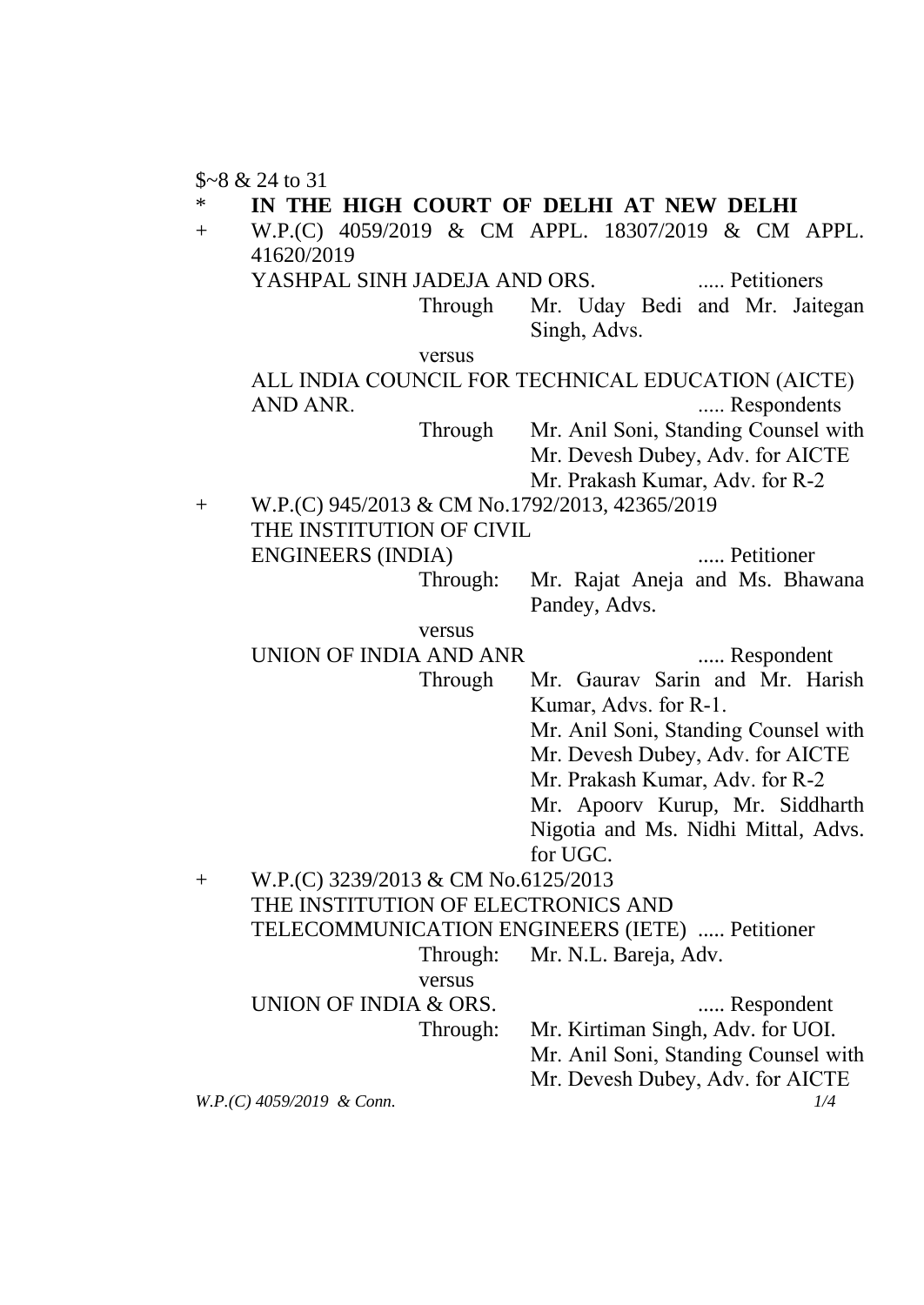$~8 & 24 to 31

\* **IN THE HIGH COURT OF DELHI AT NEW DELHI**

\+ W.P.(C) 4059/2019 & CM APPL. 18307/2019 & CM APPL. 41620/2019

YASHPAL SINH JADEJA AND ORS. ..... Petitioners

Through Mr. Uday Bedi and Mr. Jaitegan Singh, Advs.

versus

ALL INDIA COUNCIL FOR TECHNICAL EDUCATION (AICTE) AND ANR. ..... Respondents

Through Mr. Anil Soni, Standing Counsel with Mr. Devesh Dubey, Adv. for AICTE
Mr. Prakash Kumar, Adv. for R-2

\+ W.P.(C) 945/2013 & CM No.1792/2013, 42365/2019

THE INSTITUTION OF CIVIL ENGINEERS (INDIA) ..... Petitioner

Through: Mr. Rajat Aneja and Ms. Bhawana Pandey, Advs.

versus

UNION OF INDIA AND ANR ..... Respondent

Through Mr. Gaurav Sarin and Mr. Harish Kumar, Advs. for R-1.
Mr. Anil Soni, Standing Counsel with Mr. Devesh Dubey, Adv. for AICTE
Mr. Prakash Kumar, Adv. for R-2
Mr. Apoorv Kurup, Mr. Siddharth Nigotia and Ms. Nidhi Mittal, Advs. for UGC.

\+ W.P.(C) 3239/2013 & CM No.6125/2013

THE INSTITUTION OF ELECTRONICS AND TELECOMMUNICATION ENGINEERS (IETE) ..... Petitioner

Through: Mr. N.L. Bareja, Adv.

versus

UNION OF INDIA & ORS. ..... Respondent

Through: Mr. Kirtiman Singh, Adv. for UOI.
Mr. Anil Soni, Standing Counsel with Mr. Devesh Dubey, Adv. for AICTE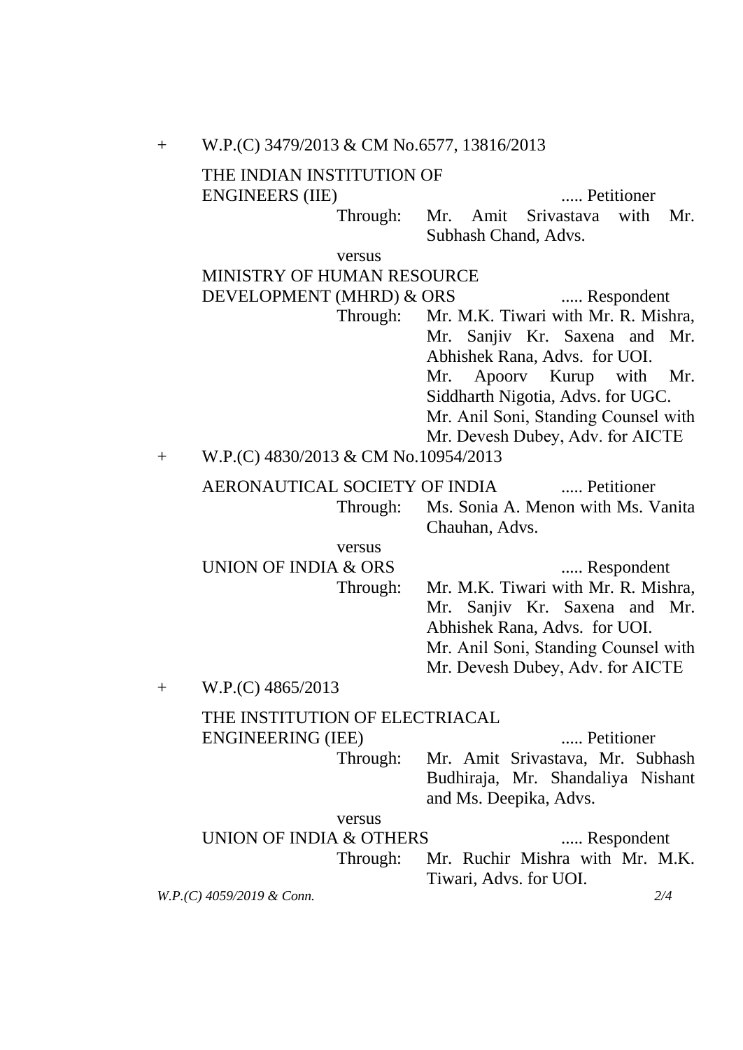\+ W.P.(C) 3479/2013 & CM No.6577, 13816/2013

THE INDIAN INSTITUTION OF ENGINEERS (IIE) ..... Petitioner

Through: Mr. Amit Srivastava with Mr. Subhash Chand, Advs.

versus

MINISTRY OF HUMAN RESOURCE DEVELOPMENT (MHRD) & ORS ..... Respondent

Through: Mr. M.K. Tiwari with Mr. R. Mishra, Mr. Sanjiv Kr. Saxena and Mr. Abhishek Rana, Advs. for UOI.
Mr. Apoorv Kurup with Mr. Siddharth Nigotia, Advs. for UGC.
Mr. Anil Soni, Standing Counsel with Mr. Devesh Dubey, Adv. for AICTE

\+ W.P.(C) 4830/2013 & CM No.10954/2013

AERONAUTICAL SOCIETY OF INDIA ..... Petitioner

Through: Ms. Sonia A. Menon with Ms. Vanita Chauhan, Advs.

versus

UNION OF INDIA & ORS ..... Respondent

Through: Mr. M.K. Tiwari with Mr. R. Mishra, Mr. Sanjiv Kr. Saxena and Mr. Abhishek Rana, Advs. for UOI.
Mr. Anil Soni, Standing Counsel with Mr. Devesh Dubey, Adv. for AICTE

\+ W.P.(C) 4865/2013

THE INSTITUTION OF ELECTRIACAL ENGINEERING (IEE) ..... Petitioner

Through: Mr. Amit Srivastava, Mr. Subhash Budhiraja, Mr. Shandaliya Nishant and Ms. Deepika, Advs.

versus

UNION OF INDIA & OTHERS ..... Respondent

Through: Mr. Ruchir Mishra with Mr. M.K. Tiwari, Advs. for UOI.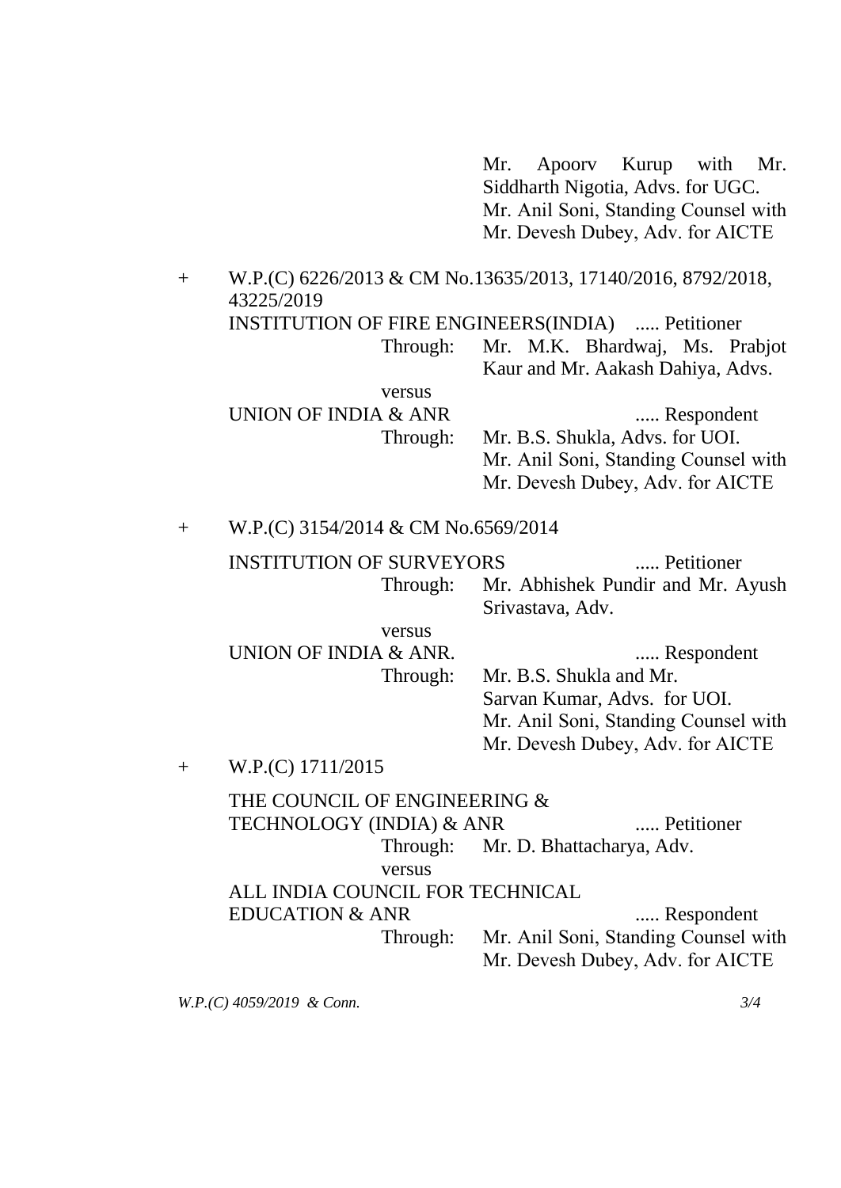Mr. Apoorv Kurup with Mr. Siddharth Nigotia, Advs. for UGC.
Mr. Anil Soni, Standing Counsel with Mr. Devesh Dubey, Adv. for AICTE

\+ W.P.(C) 6226/2013 & CM No.13635/2013, 17140/2016, 8792/2018, 43225/2019

INSTITUTION OF FIRE ENGINEERS(INDIA) ..... Petitioner

Through: Mr. M.K. Bhardwaj, Ms. Prabjot Kaur and Mr. Aakash Dahiya, Advs.

versus

UNION OF INDIA & ANR ..... Respondent

Through: Mr. B.S. Shukla, Advs. for UOI.
Mr. Anil Soni, Standing Counsel with Mr. Devesh Dubey, Adv. for AICTE

\+ W.P.(C) 3154/2014 & CM No.6569/2014

INSTITUTION OF SURVEYORS ..... Petitioner

Through: Mr. Abhishek Pundir and Mr. Ayush Srivastava, Adv.

versus

UNION OF INDIA & ANR. ..... Respondent

Through: Mr. B.S. Shukla and Mr. Sarvan Kumar, Advs. for UOI.
Mr. Anil Soni, Standing Counsel with Mr. Devesh Dubey, Adv. for AICTE

\+ W.P.(C) 1711/2015

THE COUNCIL OF ENGINEERING & TECHNOLOGY (INDIA) & ANR ..... Petitioner

Through: Mr. D. Bhattacharya, Adv.

versus

ALL INDIA COUNCIL FOR TECHNICAL EDUCATION & ANR ..... Respondent

Through: Mr. Anil Soni, Standing Counsel with Mr. Devesh Dubey, Adv. for AICTE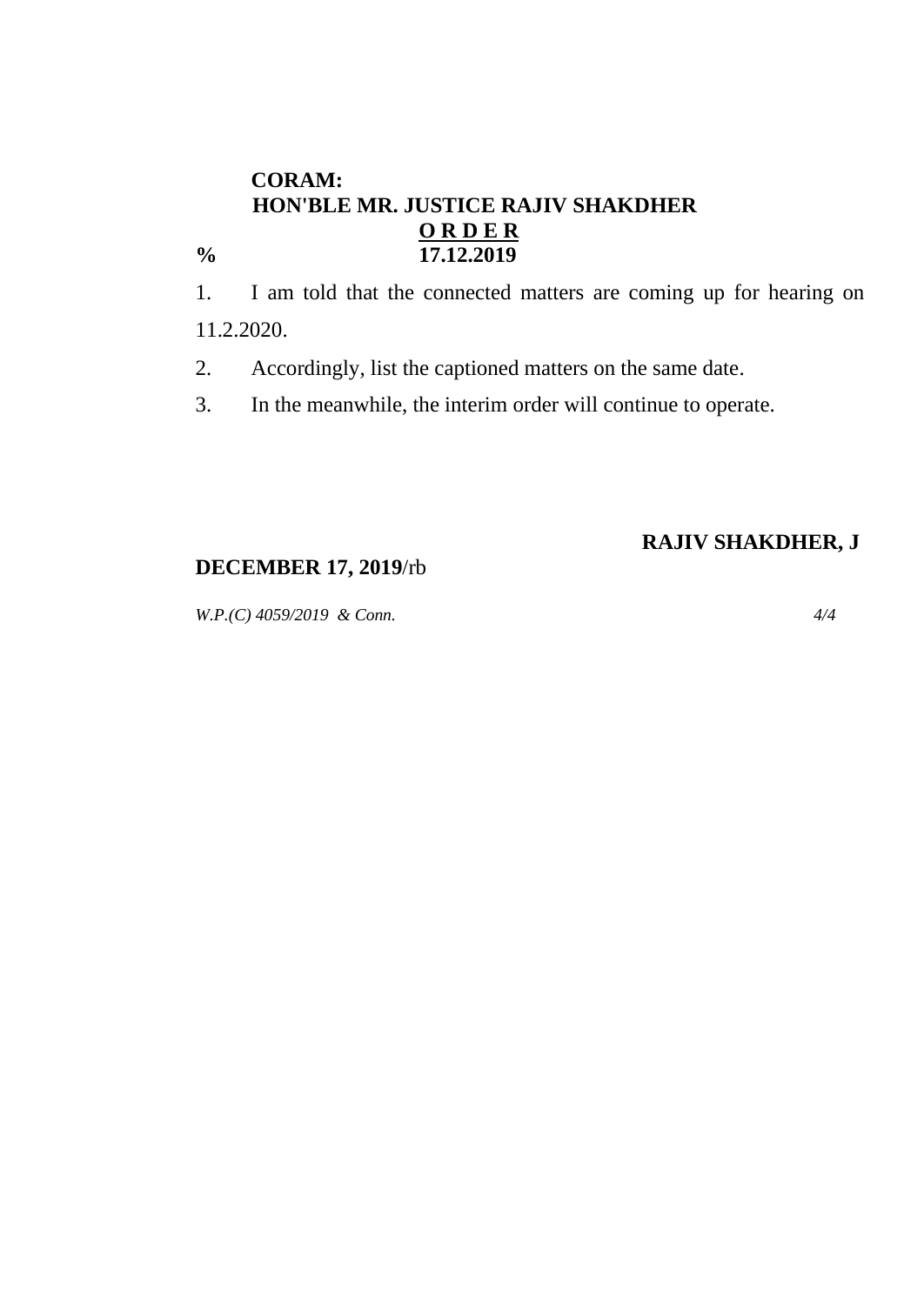**CORAM:**
**HON'BLE MR. JUSTICE RAJIV SHAKDHER**

**O R D E R**

**% 17.12.2019**

1. I am told that the connected matters are coming up for hearing on 11.2.2020.

2. Accordingly, list the captioned matters on the same date.

3. In the meanwhile, the interim order will continue to operate.

**RAJIV SHAKDHER, J**

**DECEMBER 17, 2019**/rb